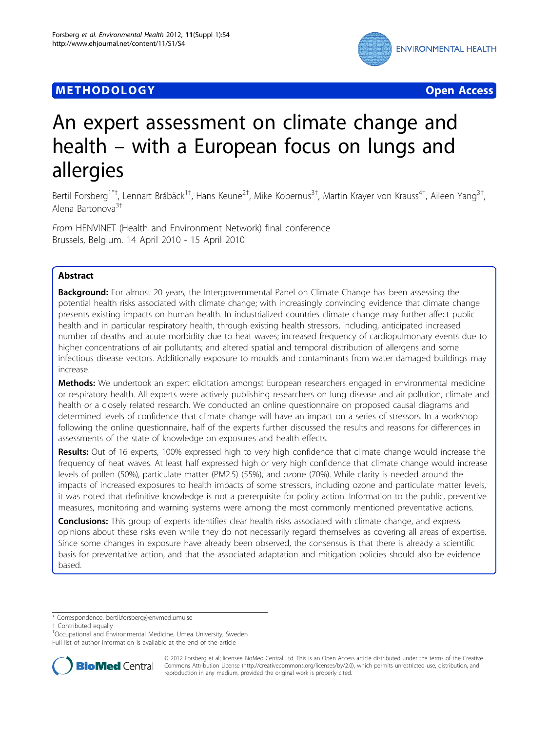**METHODOLOGY** **Open Access**

# An expert assessment on climate change and health – with a European focus on lungs and allergies

Bertil Forsberg[1*†], Lennart Bråbäck[1†], Hans Keune[2†], Mike Kobernus[3†], Martin Krayer von Krauss[4†], Aileen Yang[3†], Alena Bartonova[3†]

*From* HENVINET (Health and Environment Network) final conference
Brussels, Belgium. 14 April 2010 - 15 April 2010

## Abstract

**Background:** For almost 20 years, the Intergovernmental Panel on Climate Change has been assessing the potential health risks associated with climate change; with increasingly convincing evidence that climate change presents existing impacts on human health. In industrialized countries climate change may further affect public health and in particular respiratory health, through existing health stressors, including, anticipated increased number of deaths and acute morbidity due to heat waves; increased frequency of cardiopulmonary events due to higher concentrations of air pollutants; and altered spatial and temporal distribution of allergens and some infectious disease vectors. Additionally exposure to moulds and contaminants from water damaged buildings may increase.

**Methods:** We undertook an expert elicitation amongst European researchers engaged in environmental medicine or respiratory health. All experts were actively publishing researchers on lung disease and air pollution, climate and health or a closely related research. We conducted an online questionnaire on proposed causal diagrams and determined levels of confidence that climate change will have an impact on a series of stressors. In a workshop following the online questionnaire, half of the experts further discussed the results and reasons for differences in assessments of the state of knowledge on exposures and health effects.

**Results:** Out of 16 experts, 100% expressed high to very high confidence that climate change would increase the frequency of heat waves. At least half expressed high or very high confidence that climate change would increase levels of pollen (50%), particulate matter (PM2.5) (55%), and ozone (70%). While clarity is needed around the impacts of increased exposures to health impacts of some stressors, including ozone and particulate matter levels, it was noted that definitive knowledge is not a prerequisite for policy action. Information to the public, preventive measures, monitoring and warning systems were among the most commonly mentioned preventative actions.

**Conclusions:** This group of experts identifies clear health risks associated with climate change, and express opinions about these risks even while they do not necessarily regard themselves as covering all areas of expertise. Since some changes in exposure have already been observed, the consensus is that there is already a scientific basis for preventative action, and that the associated adaptation and mitigation policies should also be evidence based.

---

\* Correspondence: bertil.forsberg@envmed.umu.se
† Contributed equally
[1]Occupational and Environmental Medicine, Umea University, Sweden
Full list of author information is available at the end of the article

© 2012 Forsberg et al; licensee BioMed Central Ltd. This is an Open Access article distributed under the terms of the Creative Commons Attribution License (http://creativecommons.org/licenses/by/2.0), which permits unrestricted use, distribution, and reproduction in any medium, provided the original work is properly cited.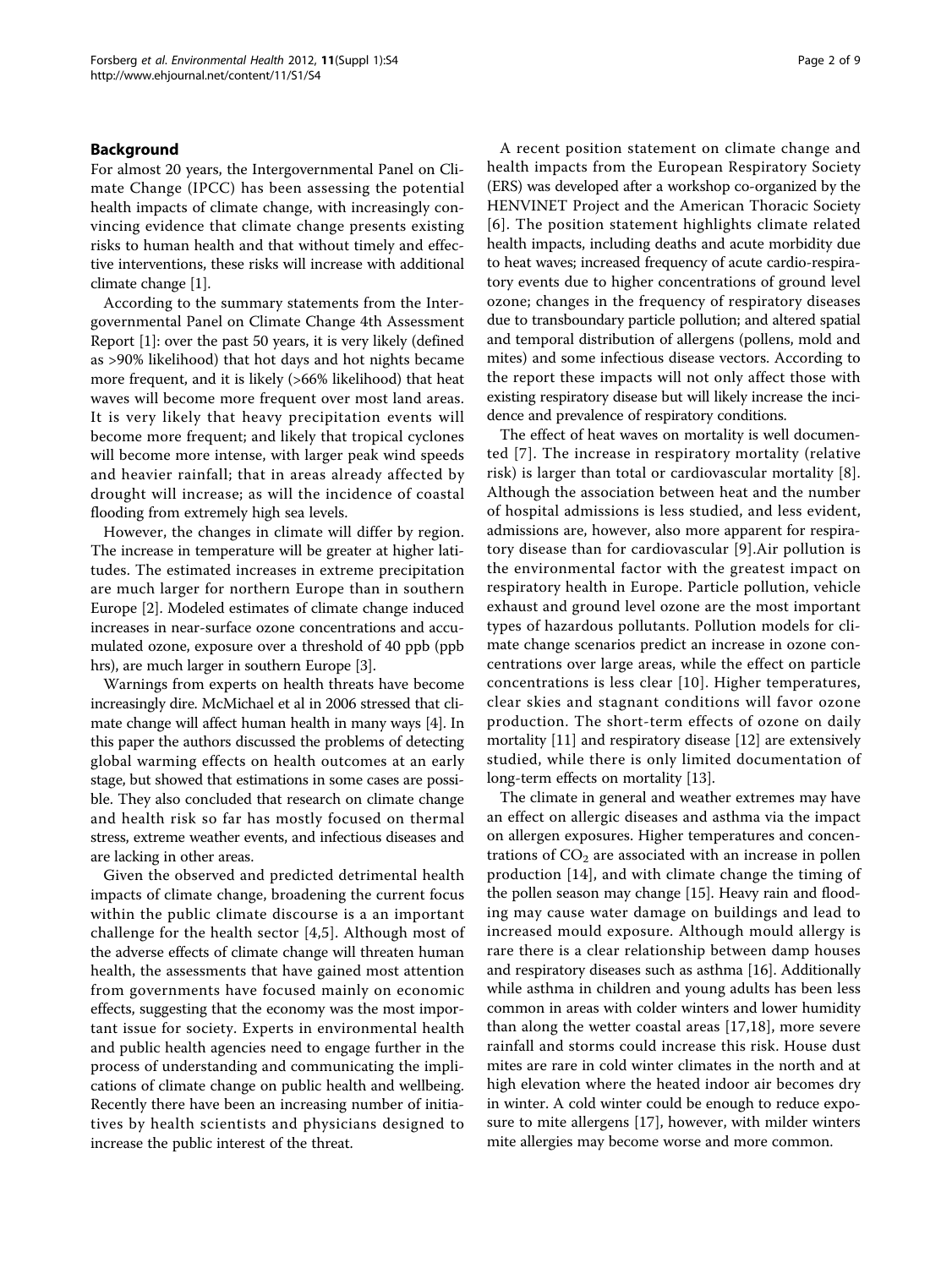## Background

For almost 20 years, the Intergovernmental Panel on Climate Change (IPCC) has been assessing the potential health impacts of climate change, with increasingly convincing evidence that climate change presents existing risks to human health and that without timely and effective interventions, these risks will increase with additional climate change [1].

According to the summary statements from the Intergovernmental Panel on Climate Change 4th Assessment Report [1]: over the past 50 years, it is very likely (defined as >90% likelihood) that hot days and hot nights became more frequent, and it is likely (>66% likelihood) that heat waves will become more frequent over most land areas. It is very likely that heavy precipitation events will become more frequent; and likely that tropical cyclones will become more intense, with larger peak wind speeds and heavier rainfall; that in areas already affected by drought will increase; as will the incidence of coastal flooding from extremely high sea levels.

However, the changes in climate will differ by region. The increase in temperature will be greater at higher latitudes. The estimated increases in extreme precipitation are much larger for northern Europe than in southern Europe [2]. Modeled estimates of climate change induced increases in near-surface ozone concentrations and accumulated ozone, exposure over a threshold of 40 ppb (ppb hrs), are much larger in southern Europe [3].

Warnings from experts on health threats have become increasingly dire. McMichael et al in 2006 stressed that climate change will affect human health in many ways [4]. In this paper the authors discussed the problems of detecting global warming effects on health outcomes at an early stage, but showed that estimations in some cases are possible. They also concluded that research on climate change and health risk so far has mostly focused on thermal stress, extreme weather events, and infectious diseases and are lacking in other areas.

Given the observed and predicted detrimental health impacts of climate change, broadening the current focus within the public climate discourse is a an important challenge for the health sector [4,5]. Although most of the adverse effects of climate change will threaten human health, the assessments that have gained most attention from governments have focused mainly on economic effects, suggesting that the economy was the most important issue for society. Experts in environmental health and public health agencies need to engage further in the process of understanding and communicating the implications of climate change on public health and wellbeing. Recently there have been an increasing number of initiatives by health scientists and physicians designed to increase the public interest of the threat.

A recent position statement on climate change and health impacts from the European Respiratory Society (ERS) was developed after a workshop co-organized by the HENVINET Project and the American Thoracic Society [6]. The position statement highlights climate related health impacts, including deaths and acute morbidity due to heat waves; increased frequency of acute cardio-respiratory events due to higher concentrations of ground level ozone; changes in the frequency of respiratory diseases due to transboundary particle pollution; and altered spatial and temporal distribution of allergens (pollens, mold and mites) and some infectious disease vectors. According to the report these impacts will not only affect those with existing respiratory disease but will likely increase the incidence and prevalence of respiratory conditions.

The effect of heat waves on mortality is well documented [7]. The increase in respiratory mortality (relative risk) is larger than total or cardiovascular mortality [8]. Although the association between heat and the number of hospital admissions is less studied, and less evident, admissions are, however, also more apparent for respiratory disease than for cardiovascular [9].Air pollution is the environmental factor with the greatest impact on respiratory health in Europe. Particle pollution, vehicle exhaust and ground level ozone are the most important types of hazardous pollutants. Pollution models for climate change scenarios predict an increase in ozone concentrations over large areas, while the effect on particle concentrations is less clear [10]. Higher temperatures, clear skies and stagnant conditions will favor ozone production. The short-term effects of ozone on daily mortality [11] and respiratory disease [12] are extensively studied, while there is only limited documentation of long-term effects on mortality [13].

The climate in general and weather extremes may have an effect on allergic diseases and asthma via the impact on allergen exposures. Higher temperatures and concentrations of $CO_2$ are associated with an increase in pollen production [14], and with climate change the timing of the pollen season may change [15]. Heavy rain and flooding may cause water damage on buildings and lead to increased mould exposure. Although mould allergy is rare there is a clear relationship between damp houses and respiratory diseases such as asthma [16]. Additionally while asthma in children and young adults has been less common in areas with colder winters and lower humidity than along the wetter coastal areas [17,18], more severe rainfall and storms could increase this risk. House dust mites are rare in cold winter climates in the north and at high elevation where the heated indoor air becomes dry in winter. A cold winter could be enough to reduce exposure to mite allergens [17], however, with milder winters mite allergies may become worse and more common.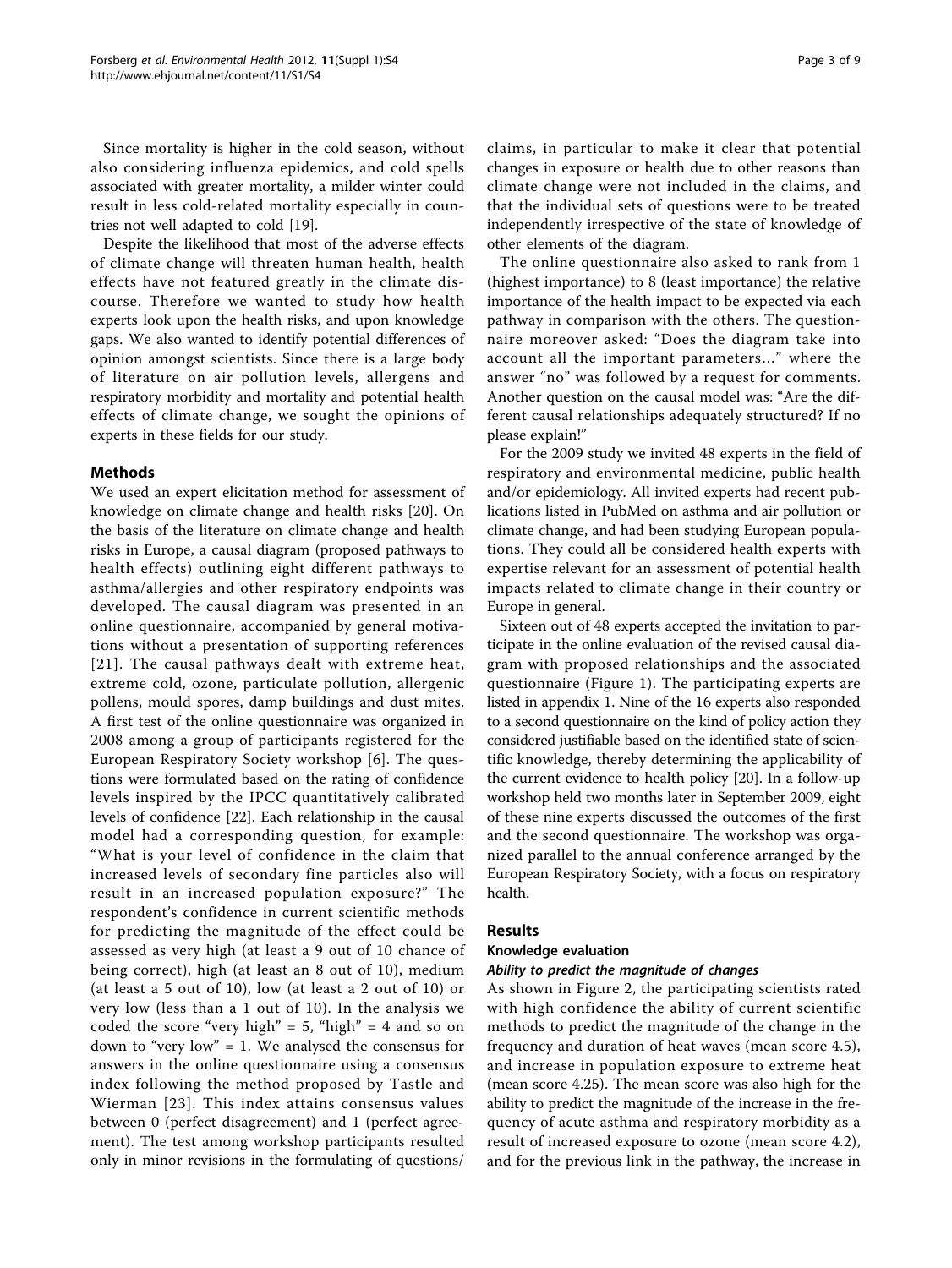Since mortality is higher in the cold season, without also considering influenza epidemics, and cold spells associated with greater mortality, a milder winter could result in less cold-related mortality especially in countries not well adapted to cold [19].

Despite the likelihood that most of the adverse effects of climate change will threaten human health, health effects have not featured greatly in the climate discourse. Therefore we wanted to study how health experts look upon the health risks, and upon knowledge gaps. We also wanted to identify potential differences of opinion amongst scientists. Since there is a large body of literature on air pollution levels, allergens and respiratory morbidity and mortality and potential health effects of climate change, we sought the opinions of experts in these fields for our study.

## Methods

We used an expert elicitation method for assessment of knowledge on climate change and health risks [20]. On the basis of the literature on climate change and health risks in Europe, a causal diagram (proposed pathways to health effects) outlining eight different pathways to asthma/allergies and other respiratory endpoints was developed. The causal diagram was presented in an online questionnaire, accompanied by general motivations without a presentation of supporting references [21]. The causal pathways dealt with extreme heat, extreme cold, ozone, particulate pollution, allergenic pollens, mould spores, damp buildings and dust mites. A first test of the online questionnaire was organized in 2008 among a group of participants registered for the European Respiratory Society workshop [6]. The questions were formulated based on the rating of confidence levels inspired by the IPCC quantitatively calibrated levels of confidence [22]. Each relationship in the causal model had a corresponding question, for example: "What is your level of confidence in the claim that increased levels of secondary fine particles also will result in an increased population exposure?" The respondent's confidence in current scientific methods for predicting the magnitude of the effect could be assessed as very high (at least a 9 out of 10 chance of being correct), high (at least an 8 out of 10), medium (at least a 5 out of 10), low (at least a 2 out of 10) or very low (less than a 1 out of 10). In the analysis we coded the score "very high" = 5, "high" = 4 and so on down to "very low" = 1. We analysed the consensus for answers in the online questionnaire using a consensus index following the method proposed by Tastle and Wierman [23]. This index attains consensus values between 0 (perfect disagreement) and 1 (perfect agreement). The test among workshop participants resulted only in minor revisions in the formulating of questions/claims, in particular to make it clear that potential changes in exposure or health due to other reasons than climate change were not included in the claims, and that the individual sets of questions were to be treated independently irrespective of the state of knowledge of other elements of the diagram.

The online questionnaire also asked to rank from 1 (highest importance) to 8 (least importance) the relative importance of the health impact to be expected via each pathway in comparison with the others. The questionnaire moreover asked: "Does the diagram take into account all the important parameters..." where the answer "no" was followed by a request for comments. Another question on the causal model was: "Are the different causal relationships adequately structured? If no please explain!"

For the 2009 study we invited 48 experts in the field of respiratory and environmental medicine, public health and/or epidemiology. All invited experts had recent publications listed in PubMed on asthma and air pollution or climate change, and had been studying European populations. They could all be considered health experts with expertise relevant for an assessment of potential health impacts related to climate change in their country or Europe in general.

Sixteen out of 48 experts accepted the invitation to participate in the online evaluation of the revised causal diagram with proposed relationships and the associated questionnaire (Figure 1). The participating experts are listed in appendix 1. Nine of the 16 experts also responded to a second questionnaire on the kind of policy action they considered justifiable based on the identified state of scientific knowledge, thereby determining the applicability of the current evidence to health policy [20]. In a follow-up workshop held two months later in September 2009, eight of these nine experts discussed the outcomes of the first and the second questionnaire. The workshop was organized parallel to the annual conference arranged by the European Respiratory Society, with a focus on respiratory health.

## Results

### Knowledge evaluation

#### *Ability to predict the magnitude of changes*

As shown in Figure 2, the participating scientists rated with high confidence the ability of current scientific methods to predict the magnitude of the change in the frequency and duration of heat waves (mean score 4.5), and increase in population exposure to extreme heat (mean score 4.25). The mean score was also high for the ability to predict the magnitude of the increase in the frequency of acute asthma and respiratory morbidity as a result of increased exposure to ozone (mean score 4.2), and for the previous link in the pathway, the increase in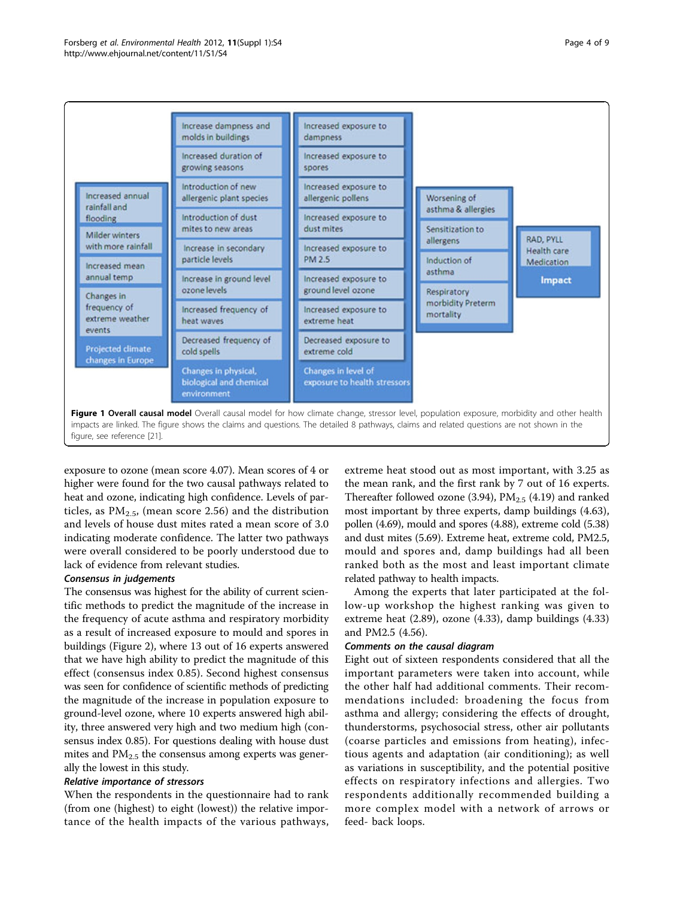Figure 1 **Overall causal model** Overall causal model for how climate change, stressor level, population exposure, morbidity and other health impacts are linked. The figure shows the claims and questions. The detailed 8 pathways, claims and related questions are not shown in the figure, see reference [21].

exposure to ozone (mean score 4.07). Mean scores of 4 or higher were found for the two causal pathways related to heat and ozone, indicating high confidence. Levels of particles, as $PM_{2.5}$, (mean score 2.56) and the distribution and levels of house dust mites rated a mean score of 3.0 indicating moderate confidence. The latter two pathways were overall considered to be poorly understood due to lack of evidence from relevant studies.

### *Consensus in judgements*

The consensus was highest for the ability of current scientific methods to predict the magnitude of the increase in the frequency of acute asthma and respiratory morbidity as a result of increased exposure to mould and spores in buildings (Figure 2), where 13 out of 16 experts answered that we have high ability to predict the magnitude of this effect (consensus index 0.85). Second highest consensus was seen for confidence of scientific methods of predicting the magnitude of the increase in population exposure to ground-level ozone, where 10 experts answered high ability, three answered very high and two medium high (consensus index 0.85). For questions dealing with house dust mites and $PM_{2.5}$ the consensus among experts was generally the lowest in this study.

### *Relative importance of stressors*

When the respondents in the questionnaire had to rank (from one (highest) to eight (lowest)) the relative importance of the health impacts of the various pathways, extreme heat stood out as most important, with 3.25 as the mean rank, and the first rank by 7 out of 16 experts. Thereafter followed ozone (3.94), $PM_{2.5}$ (4.19) and ranked most important by three experts, damp buildings (4.63), pollen (4.69), mould and spores (4.88), extreme cold (5.38) and dust mites (5.69). Extreme heat, extreme cold, PM2.5, mould and spores and, damp buildings had all been ranked both as the most and least important climate related pathway to health impacts.

Among the experts that later participated at the follow-up workshop the highest ranking was given to extreme heat (2.89), ozone (4.33), damp buildings (4.33) and PM2.5 (4.56).

### *Comments on the causal diagram*

Eight out of sixteen respondents considered that all the important parameters were taken into account, while the other half had additional comments. Their recommendations included: broadening the focus from asthma and allergy; considering the effects of drought, thunderstorms, psychosocial stress, other air pollutants (coarse particles and emissions from heating), infectious agents and adaptation (air conditioning); as well as variations in susceptibility, and the potential positive effects on respiratory infections and allergies. Two respondents additionally recommended building a more complex model with a network of arrows or feed- back loops.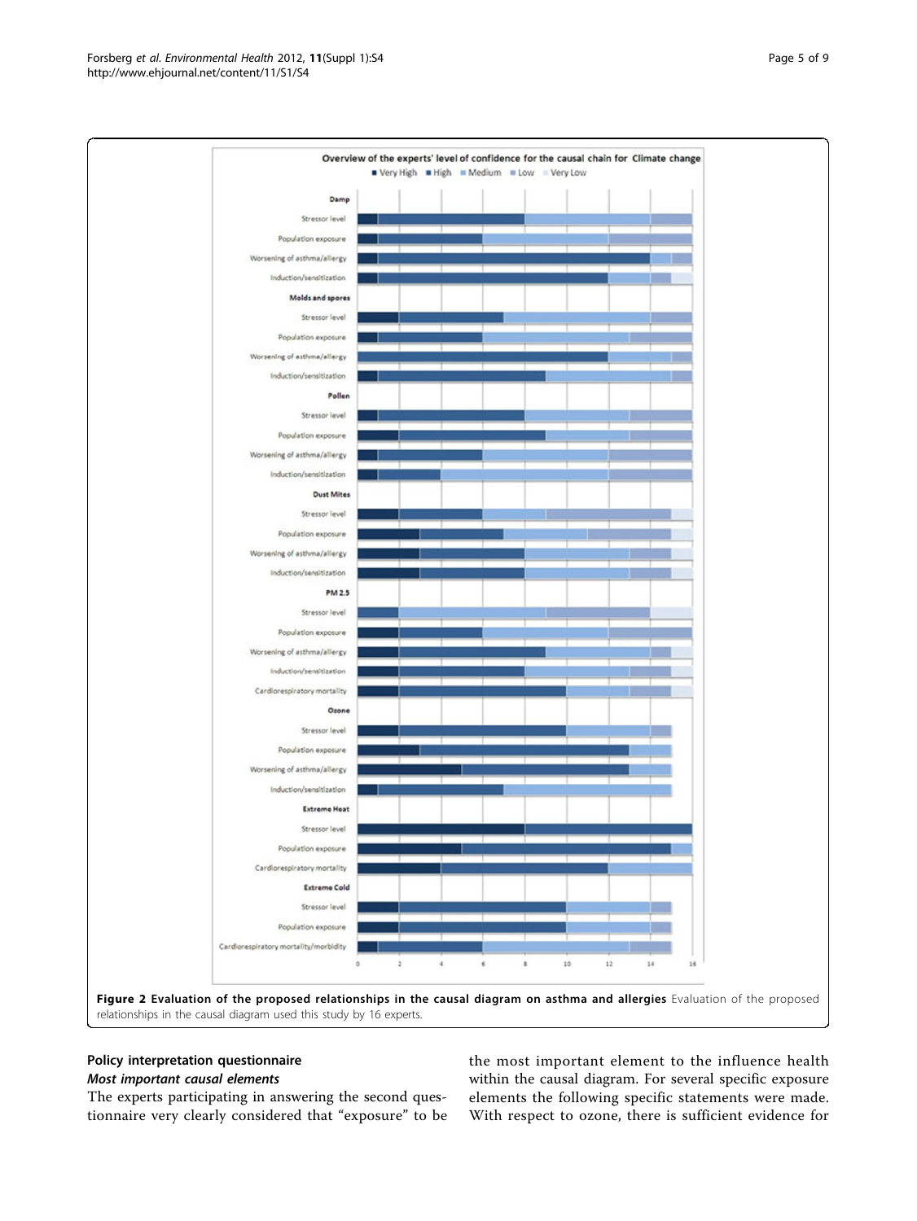**Figure 2 Evaluation of the proposed relationships in the causal diagram on asthma and allergies** Evaluation of the proposed relationships in the causal diagram used this study by 16 experts.

## Policy interpretation questionnaire

### *Most important causal elements*

The experts participating in answering the second questionnaire very clearly considered that "exposure" to be the most important element to the influence health within the causal diagram. For several specific exposure elements the following specific statements were made. With respect to ozone, there is sufficient evidence for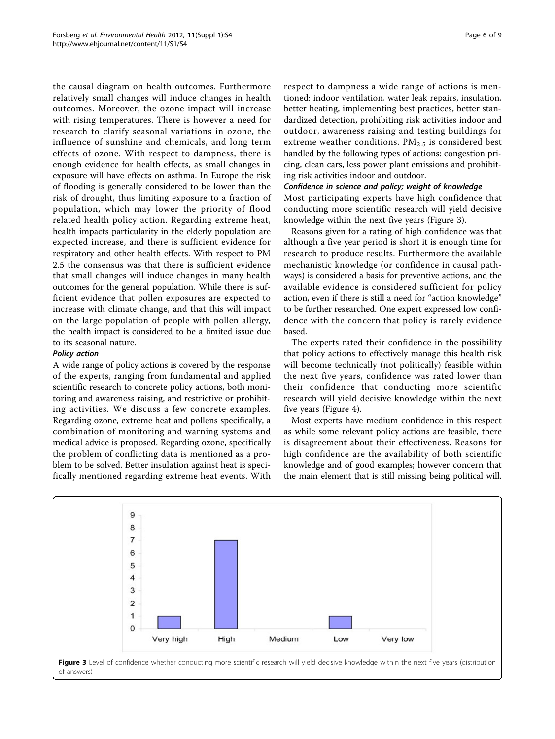the causal diagram on health outcomes. Furthermore relatively small changes will induce changes in health outcomes. Moreover, the ozone impact will increase with rising temperatures. There is however a need for research to clarify seasonal variations in ozone, the influence of sunshine and chemicals, and long term effects of ozone. With respect to dampness, there is enough evidence for health effects, as small changes in exposure will have effects on asthma. In Europe the risk of flooding is generally considered to be lower than the risk of drought, thus limiting exposure to a fraction of population, which may lower the priority of flood related health policy action. Regarding extreme heat, health impacts particularity in the elderly population are expected increase, and there is sufficient evidence for respiratory and other health effects. With respect to PM 2.5 the consensus was that there is sufficient evidence that small changes will induce changes in many health outcomes for the general population. While there is sufficient evidence that pollen exposures are expected to increase with climate change, and that this will impact on the large population of people with pollen allergy, the health impact is considered to be a limited issue due to its seasonal nature.

***Policy action***

A wide range of policy actions is covered by the response of the experts, ranging from fundamental and applied scientific research to concrete policy actions, both monitoring and awareness raising, and restrictive or prohibiting activities. We discuss a few concrete examples. Regarding ozone, extreme heat and pollens specifically, a combination of monitoring and warning systems and medical advice is proposed. Regarding ozone, specifically the problem of conflicting data is mentioned as a problem to be solved. Better insulation against heat is specifically mentioned regarding extreme heat events. With respect to dampness a wide range of actions is mentioned: indoor ventilation, water leak repairs, insulation, better heating, implementing best practices, better standardized detection, prohibiting risk activities indoor and outdoor, awareness raising and testing buildings for extreme weather conditions. $PM_{2.5}$ is considered best handled by the following types of actions: congestion pricing, clean cars, less power plant emissions and prohibiting risk activities indoor and outdoor.

***Confidence in science and policy; weight of knowledge***

Most participating experts have high confidence that conducting more scientific research will yield decisive knowledge within the next five years (Figure 3).

Reasons given for a rating of high confidence was that although a five year period is short it is enough time for research to produce results. Furthermore the available mechanistic knowledge (or confidence in causal pathways) is considered a basis for preventive actions, and the available evidence is considered sufficient for policy action, even if there is still a need for "action knowledge" to be further researched. One expert expressed low confidence with the concern that policy is rarely evidence based.

The experts rated their confidence in the possibility that policy actions to effectively manage this health risk will become technically (not politically) feasible within the next five years, confidence was rated lower than their confidence that conducting more scientific research will yield decisive knowledge within the next five years (Figure 4).

Most experts have medium confidence in this respect as while some relevant policy actions are feasible, there is disagreement about their effectiveness. Reasons for high confidence are the availability of both scientific knowledge and of good examples; however concern that the main element that is still missing being political will.

9
8
7
6
5
4
3
2
1
0
Very high
High
Medium
Low
Very low

**Figure 3** Level of confidence whether conducting more scientific research will yield decisive knowledge within the next five years (distribution of answers)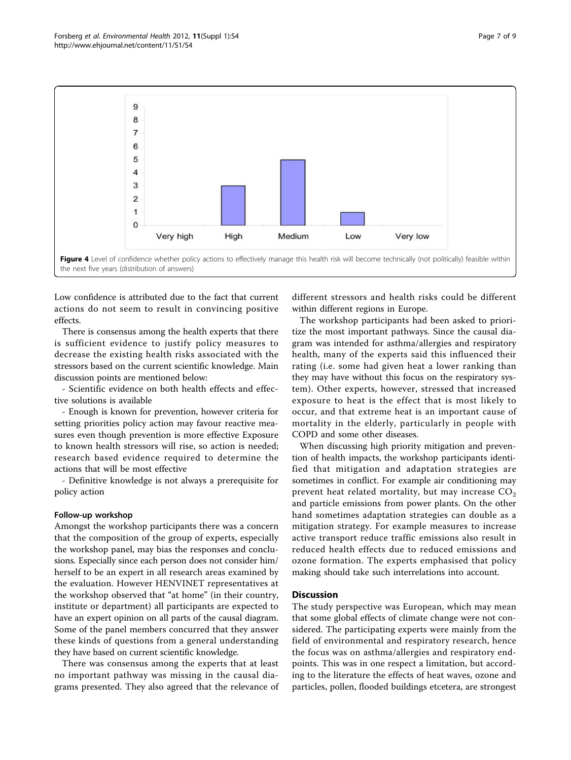Figure 4 Level of confidence whether policy actions to effectively manage this health risk will become technically (not politically) feasible within the next five years (distribution of answers)

Low confidence is attributed due to the fact that current actions do not seem to result in convincing positive effects.

There is consensus among the health experts that there is sufficient evidence to justify policy measures to decrease the existing health risks associated with the stressors based on the current scientific knowledge. Main discussion points are mentioned below:

- Scientific evidence on both health effects and effective solutions is available

- Enough is known for prevention, however criteria for setting priorities policy action may favour reactive measures even though prevention is more effective Exposure to known health stressors will rise, so action is needed; research based evidence required to determine the actions that will be most effective

- Definitive knowledge is not always a prerequisite for policy action

### Follow-up workshop

Amongst the workshop participants there was a concern that the composition of the group of experts, especially the workshop panel, may bias the responses and conclusions. Especially since each person does not consider him/herself to be an expert in all research areas examined by the evaluation. However HENVINET representatives at the workshop observed that "at home" (in their country, institute or department) all participants are expected to have an expert opinion on all parts of the causal diagram. Some of the panel members concurred that they answer these kinds of questions from a general understanding they have based on current scientific knowledge.

There was consensus among the experts that at least no important pathway was missing in the causal diagrams presented. They also agreed that the relevance of different stressors and health risks could be different within different regions in Europe.

The workshop participants had been asked to prioritize the most important pathways. Since the causal diagram was intended for asthma/allergies and respiratory health, many of the experts said this influenced their rating (i.e. some had given heat a lower ranking than they may have without this focus on the respiratory system). Other experts, however, stressed that increased exposure to heat is the effect that is most likely to occur, and that extreme heat is an important cause of mortality in the elderly, particularly in people with COPD and some other diseases.

When discussing high priority mitigation and prevention of health impacts, the workshop participants identified that mitigation and adaptation strategies are sometimes in conflict. For example air conditioning may prevent heat related mortality, but may increase $CO_2$ and particle emissions from power plants. On the other hand sometimes adaptation strategies can double as a mitigation strategy. For example measures to increase active transport reduce traffic emissions also result in reduced health effects due to reduced emissions and ozone formation. The experts emphasised that policy making should take such interrelations into account.

## Discussion

The study perspective was European, which may mean that some global effects of climate change were not considered. The participating experts were mainly from the field of environmental and respiratory research, hence the focus was on asthma/allergies and respiratory endpoints. This was in one respect a limitation, but according to the literature the effects of heat waves, ozone and particles, pollen, flooded buildings etcetera, are strongest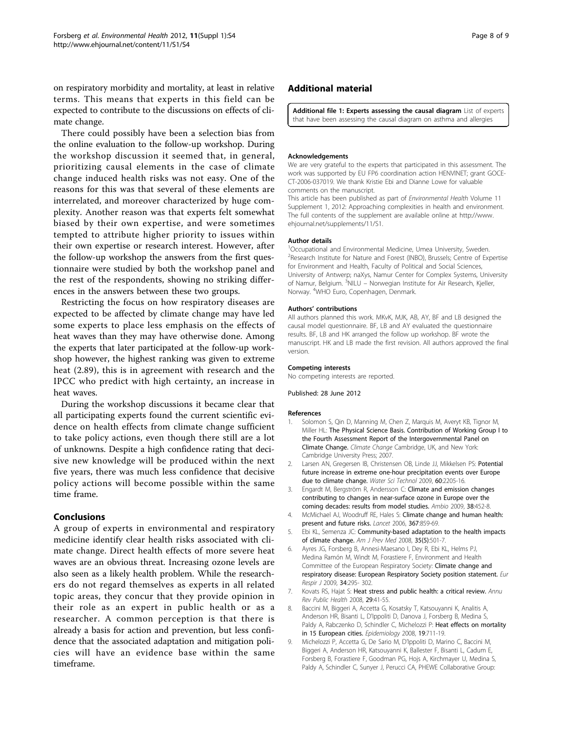on respiratory morbidity and mortality, at least in relative terms. This means that experts in this field can be expected to contribute to the discussions on effects of climate change.

There could possibly have been a selection bias from the online evaluation to the follow-up workshop. During the workshop discussion it seemed that, in general, prioritizing causal elements in the case of climate change induced health risks was not easy. One of the reasons for this was that several of these elements are interrelated, and moreover characterized by huge complexity. Another reason was that experts felt somewhat biased by their own expertise, and were sometimes tempted to attribute higher priority to issues within their own expertise or research interest. However, after the follow-up workshop the answers from the first questionnaire were studied by both the workshop panel and the rest of the respondents, showing no striking differences in the answers between these two groups.

Restricting the focus on how respiratory diseases are expected to be affected by climate change may have led some experts to place less emphasis on the effects of heat waves than they may have otherwise done. Among the experts that later participated at the follow-up workshop however, the highest ranking was given to extreme heat (2.89), this is in agreement with research and the IPCC who predict with high certainty, an increase in heat waves.

During the workshop discussions it became clear that all participating experts found the current scientific evidence on health effects from climate change sufficient to take policy actions, even though there still are a lot of unknowns. Despite a high confidence rating that decisive new knowledge will be produced within the next five years, there was much less confidence that decisive policy actions will become possible within the same time frame.

## Conclusions

A group of experts in environmental and respiratory medicine identify clear health risks associated with climate change. Direct health effects of more severe heat waves are an obvious threat. Increasing ozone levels are also seen as a likely health problem. While the researchers do not regard themselves as experts in all related topic areas, they concur that they provide opinion in their role as an expert in public health or as a researcher. A common perception is that there is already a basis for action and prevention, but less confidence that the associated adaptation and mitigation policies will have an evidence base within the same timeframe.

## Additional material

**Additional file 1: Experts assessing the causal diagram** List of experts that have been assessing the causal diagram on asthma and allergies

#### Acknowledgements

We are very grateful to the experts that participated in this assessment. The work was supported by EU FP6 coordination action HENVINET; grant GOCE-CT-2006-037019. We thank Kristie Ebi and Dianne Lowe for valuable comments on the manuscript.

This article has been published as part of *Environmental Health* Volume 11 Supplement 1, 2012: Approaching complexities in health and environment. The full contents of the supplement are available online at http://www.ehjournal.net/supplements/11/S1.

#### Author details

[1]Occupational and Environmental Medicine, Umea University, Sweden. [2]Research Institute for Nature and Forest (INBO), Brussels; Centre of Expertise for Environment and Health, Faculty of Political and Social Sciences, University of Antwerp; naXys, Namur Center for Complex Systems, University of Namur, Belgium. [3]NILU – Norwegian Institute for Air Research, Kjeller, Norway. [4]WHO Euro, Copenhagen, Denmark.

#### Authors' contributions

All authors planned this work. MKvK, MJK, AB, AY, BF and LB designed the causal model questionnaire. BF, LB and AY evaluated the questionnaire results. BF, LB and HK arranged the follow up workshop. BF wrote the manuscript. HK and LB made the first revision. All authors approved the final version.

#### Competing interests

No competing interests are reported.

Published: 28 June 2012

#### References

1. Solomon S, Qin D, Manning M, Chen Z, Marquis M, Averyt KB, Tignor M, Miller HL: **The Physical Science Basis. Contribution of Working Group I to the Fourth Assessment Report of the Intergovernmental Panel on Climate Change.** *Climate Change* Cambridge, UK, and New York: Cambridge University Press; 2007.
2. Larsen AN, Gregersen IB, Christensen OB, Linde JJ, Mikkelsen PS: **Potential future increase in extreme one-hour precipitation events over Europe due to climate change.** *Water Sci Technol* 2009, **60**:2205-16.
3. Engardt M, Bergström R, Andersson C: **Climate and emission changes contributing to changes in near-surface ozone in Europe over the coming decades: results from model studies.** *Ambio* 2009, **38**:452-8.
4. McMichael AJ, Woodruff RE, Hales S: **Climate change and human health: present and future risks.** *Lancet* 2006, **367**:859-69.
5. Ebi KL, Semenza JC: **Community-based adaptation to the health impacts of climate change.** *Am J Prev Med* 2008, **35(5)**:501-7.
6. Ayres JG, Forsberg B, Annesi-Maesano I, Dey R, Ebi KL, Helms PJ, Medina Ramón M, Windt M, Forastiere F, Environment and Health Committee of the European Respiratory Society: **Climate change and respiratory disease: European Respiratory Society position statement.** *Eur Respir J* 2009, **34**:295- 302.
7. Kovats RS, Hajat S: **Heat stress and public health: a critical review.** *Annu Rev Public Health* 2008, **29**:41-55.
8. Baccini M, Biggeri A, Accetta G, Kosatsky T, Katsouyanni K, Analitis A, Anderson HR, Bisanti L, D'Ippoliti D, Danova J, Forsberg B, Medina S, Paldy A, Rabczenko D, Schindler C, Michelozzi P: **Heat effects on mortality in 15 European cities.** *Epidemiology* 2008, **19**:711-19.
9. Michelozzi P, Accetta G, De Sario M, D'Ippoliti D, Marino C, Baccini M, Biggeri A, Anderson HR, Katsouyanni K, Ballester F, Bisanti L, Cadum E, Forsberg B, Forastiere F, Goodman PG, Hojs A, Kirchmayer U, Medina S, Paldy A, Schindler C, Sunyer J, Perucci CA, PHEWE Collaborative Group: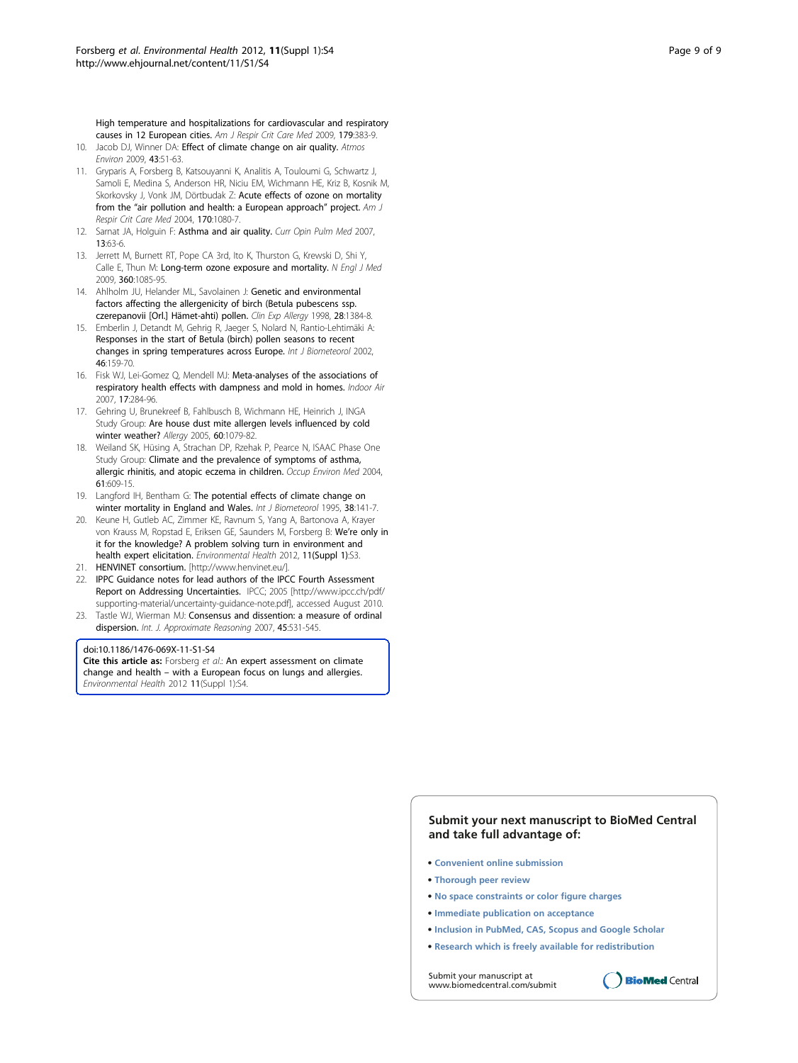High temperature and hospitalizations for cardiovascular and respiratory causes in 12 European cities. *Am J Respir Crit Care Med* 2009, **179**:383-9.

10. Jacob DJ, Winner DA: **Effect of climate change on air quality.** *Atmos Environ* 2009, **43**:51-63.
11. Gryparis A, Forsberg B, Katsouyanni K, Analitis A, Touloumi G, Schwartz J, Samoli E, Medina S, Anderson HR, Niciu EM, Wichmann HE, Kriz B, Kosnik M, Skorkovsky J, Vonk JM, Dörtbudak Z: **Acute effects of ozone on mortality from the "air pollution and health: a European approach" project.** *Am J Respir Crit Care Med* 2004, **170**:1080-7.
12. Sarnat JA, Holguin F: **Asthma and air quality.** *Curr Opin Pulm Med* 2007, **13**:63-6.
13. Jerrett M, Burnett RT, Pope CA 3rd, Ito K, Thurston G, Krewski D, Shi Y, Calle E, Thun M: **Long-term ozone exposure and mortality.** *N Engl J Med* 2009, **360**:1085-95.
14. Ahlholm JU, Helander ML, Savolainen J: **Genetic and environmental factors affecting the allergenicity of birch (Betula pubescens ssp. czerepanovii [Orl.] Hämet-ahti) pollen.** *Clin Exp Allergy* 1998, **28**:1384-8.
15. Emberlin J, Detandt M, Gehrig R, Jaeger S, Nolard N, Rantio-Lehtimäki A: **Responses in the start of Betula (birch) pollen seasons to recent changes in spring temperatures across Europe.** *Int J Biometeorol* 2002, **46**:159-70.
16. Fisk WJ, Lei-Gomez Q, Mendell MJ: **Meta-analyses of the associations of respiratory health effects with dampness and mold in homes.** *Indoor Air* 2007, **17**:284-96.
17. Gehring U, Brunekreef B, Fahlbusch B, Wichmann HE, Heinrich J, INGA Study Group: **Are house dust mite allergen levels influenced by cold winter weather?** *Allergy* 2005, **60**:1079-82.
18. Weiland SK, Hüsing A, Strachan DP, Rzehak P, Pearce N, ISAAC Phase One Study Group: **Climate and the prevalence of symptoms of asthma, allergic rhinitis, and atopic eczema in children.** *Occup Environ Med* 2004, **61**:609-15.
19. Langford IH, Bentham G: **The potential effects of climate change on winter mortality in England and Wales.** *Int J Biometeorol* 1995, **38**:141-7.
20. Keune H, Gutleb AC, Zimmer KE, Ravnum S, Yang A, Bartonova A, Krayer von Krauss M, Ropstad E, Eriksen GE, Saunders M, Forsberg B: **We're only in it for the knowledge? A problem solving turn in environment and health expert elicitation.** *Environmental Health* 2012, **11**(Suppl 1):S3.
21. **HENVINET consortium.** [http://www.henvinet.eu/].
22. **IPPC Guidance notes for lead authors of the IPCC Fourth Assessment Report on Addressing Uncertainties.** IPCC; 2005 [http://www.ipcc.ch/pdf/supporting-material/uncertainty-guidance-note.pdf], accessed August 2010.
23. Tastle WJ, Wierman MJ: **Consensus and dissention: a measure of ordinal dispersion.** *Int. J. Approximate Reasoning* 2007, **45**:531-545.

doi:10.1186/1476-069X-11-S1-S4
**Cite this article as:** Forsberg *et al.*: An expert assessment on climate change and health – with a European focus on lungs and allergies. *Environmental Health* 2012 **11**(Suppl 1):S4.

**Submit your next manuscript to BioMed Central and take full advantage of:**

- **Convenient online submission**
- **Thorough peer review**
- **No space constraints or color figure charges**
- **Immediate publication on acceptance**
- **Inclusion in PubMed, CAS, Scopus and Google Scholar**
- **Research which is freely available for redistribution**

Submit your manuscript at
www.biomedcentral.com/submit

BioMed Central